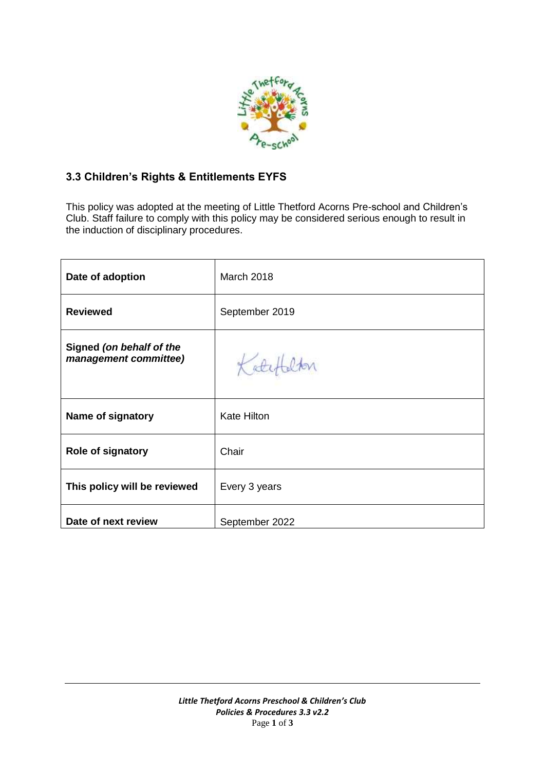## 3.3 Children's Rights & Entitlements EYFS

This policy was adopted at the meeting of Little Thetford Acorns Pre-school and Children's Club. Staff failure to comply with this policy may be considered serious enough to result in the induction of disciplinary procedures.

| | |
|---|---|
| **Date of adoption** | March 2018 |
| **Reviewed** | September 2019 |
| **Signed** *(on behalf of the management committee)* | Kate Hilton |
| **Name of signatory** | Kate Hilton |
| **Role of signatory** | Chair |
| **This policy will be reviewed** | Every 3 years |
| **Date of next review** | September 2022 |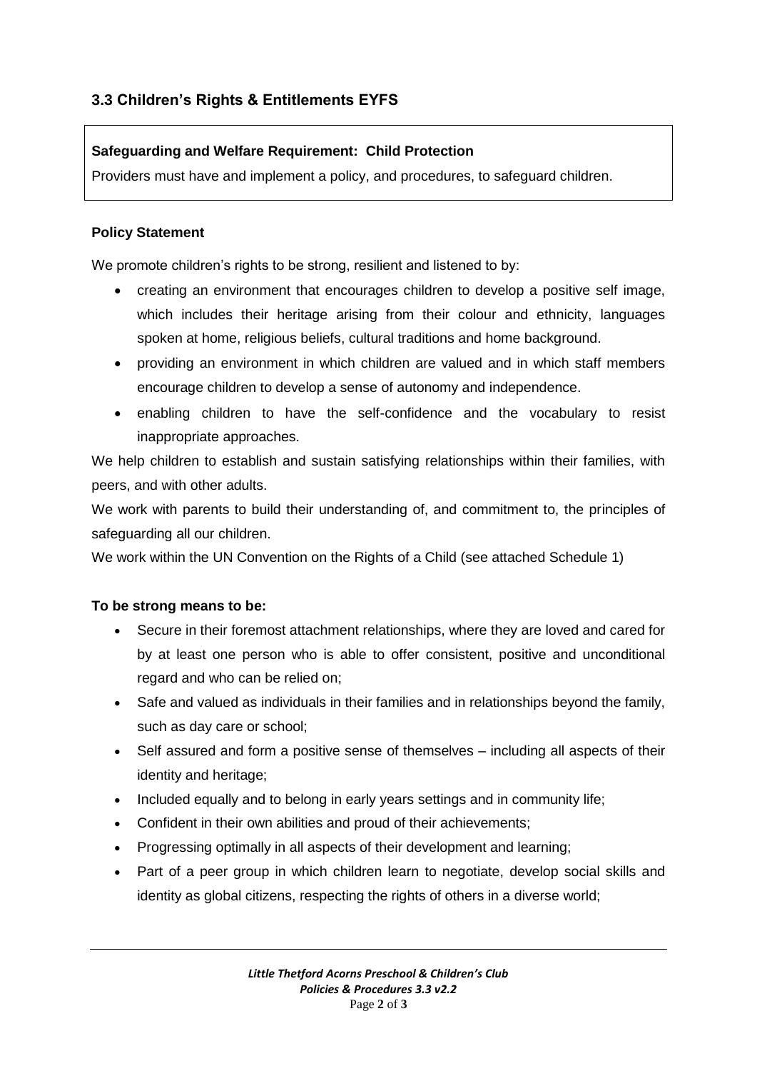## 3.3 Children's Rights & Entitlements EYFS

**Safeguarding and Welfare Requirement: Child Protection**

Providers must have and implement a policy, and procedures, to safeguard children.

**Policy Statement**

We promote children's rights to be strong, resilient and listened to by:

- creating an environment that encourages children to develop a positive self image, which includes their heritage arising from their colour and ethnicity, languages spoken at home, religious beliefs, cultural traditions and home background.
- providing an environment in which children are valued and in which staff members encourage children to develop a sense of autonomy and independence.
- enabling children to have the self-confidence and the vocabulary to resist inappropriate approaches.

We help children to establish and sustain satisfying relationships within their families, with peers, and with other adults.

We work with parents to build their understanding of, and commitment to, the principles of safeguarding all our children.

We work within the UN Convention on the Rights of a Child (see attached Schedule 1)

**To be strong means to be:**

- Secure in their foremost attachment relationships, where they are loved and cared for by at least one person who is able to offer consistent, positive and unconditional regard and who can be relied on;
- Safe and valued as individuals in their families and in relationships beyond the family, such as day care or school;
- Self assured and form a positive sense of themselves – including all aspects of their identity and heritage;
- Included equally and to belong in early years settings and in community life;
- Confident in their own abilities and proud of their achievements;
- Progressing optimally in all aspects of their development and learning;
- Part of a peer group in which children learn to negotiate, develop social skills and identity as global citizens, respecting the rights of others in a diverse world;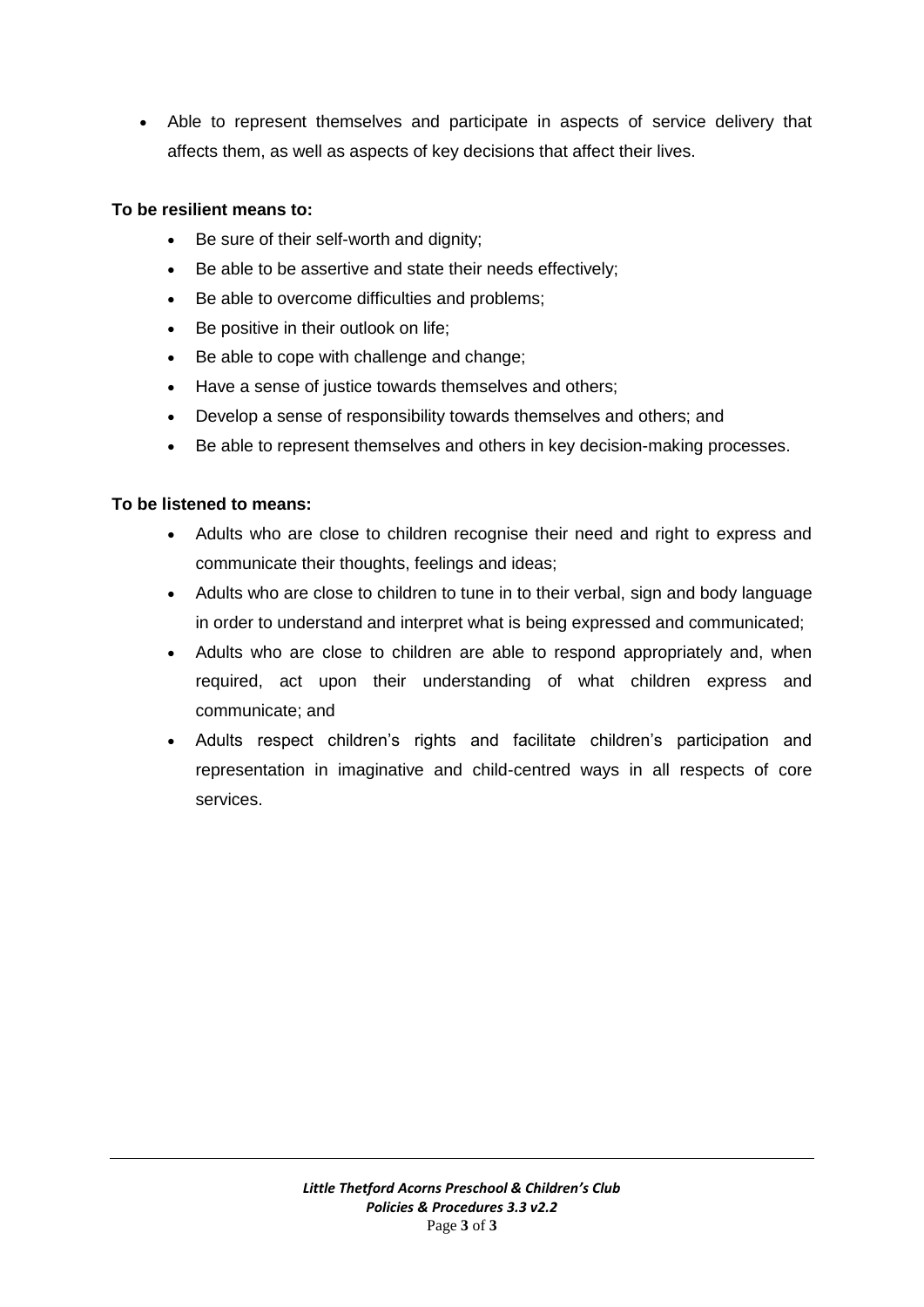- Able to represent themselves and participate in aspects of service delivery that affects them, as well as aspects of key decisions that affect their lives.

**To be resilient means to:**

- Be sure of their self-worth and dignity;
- Be able to be assertive and state their needs effectively;
- Be able to overcome difficulties and problems;
- Be positive in their outlook on life;
- Be able to cope with challenge and change;
- Have a sense of justice towards themselves and others;
- Develop a sense of responsibility towards themselves and others; and
- Be able to represent themselves and others in key decision-making processes.

**To be listened to means:**

- Adults who are close to children recognise their need and right to express and communicate their thoughts, feelings and ideas;
- Adults who are close to children to tune in to their verbal, sign and body language in order to understand and interpret what is being expressed and communicated;
- Adults who are close to children are able to respond appropriately and, when required, act upon their understanding of what children express and communicate; and
- Adults respect children's rights and facilitate children's participation and representation in imaginative and child-centred ways in all respects of core services.